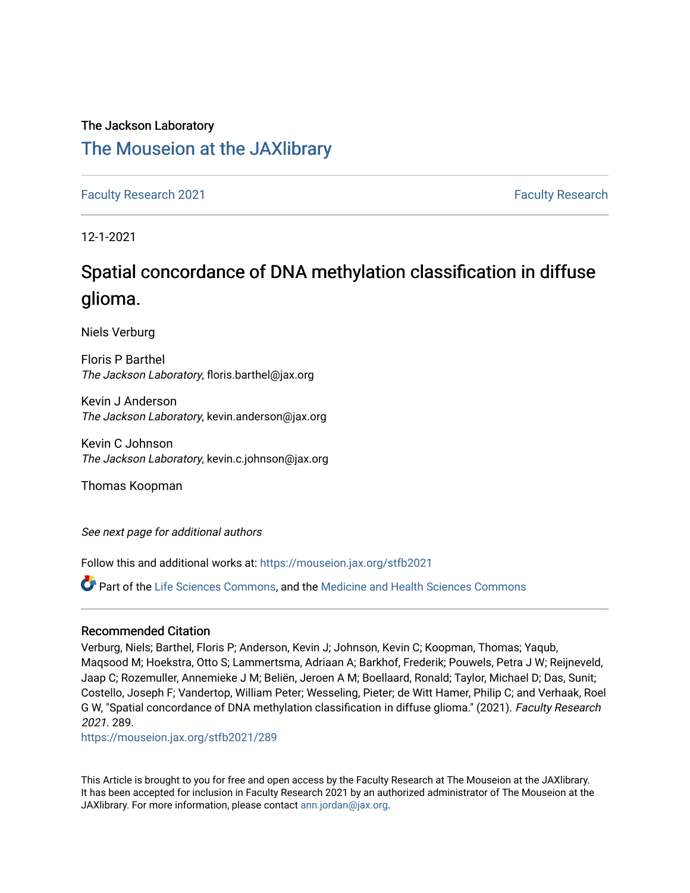The Jackson Laboratory

# The Mouseion at the JAXlibrary

Faculty Research 2021 | Faculty Research

12-1-2021

# Spatial concordance of DNA methylation classification in diffuse glioma.

Niels Verburg

Floris P Barthel
*The Jackson Laboratory*, floris.barthel@jax.org

Kevin J Anderson
*The Jackson Laboratory*, kevin.anderson@jax.org

Kevin C Johnson
*The Jackson Laboratory*, kevin.c.johnson@jax.org

Thomas Koopman

*See next page for additional authors*

Follow this and additional works at: https://mouseion.jax.org/stfb2021

Part of the Life Sciences Commons, and the Medicine and Health Sciences Commons

## Recommended Citation

Verburg, Niels; Barthel, Floris P; Anderson, Kevin J; Johnson, Kevin C; Koopman, Thomas; Yaqub, Maqsood M; Hoekstra, Otto S; Lammertsma, Adriaan A; Barkhof, Frederik; Pouwels, Petra J W; Reijneveld, Jaap C; Rozemuller, Annemieke J M; Beliën, Jeroen A M; Boellaard, Ronald; Taylor, Michael D; Das, Sunit; Costello, Joseph F; Vandertop, William Peter; Wesseling, Pieter; de Witt Hamer, Philip C; and Verhaak, Roel G W, "Spatial concordance of DNA methylation classification in diffuse glioma." (2021). *Faculty Research 2021*. 289.
https://mouseion.jax.org/stfb2021/289

This Article is brought to you for free and open access by the Faculty Research at The Mouseion at the JAXlibrary. It has been accepted for inclusion in Faculty Research 2021 by an authorized administrator of The Mouseion at the JAXlibrary. For more information, please contact ann.jordan@jax.org.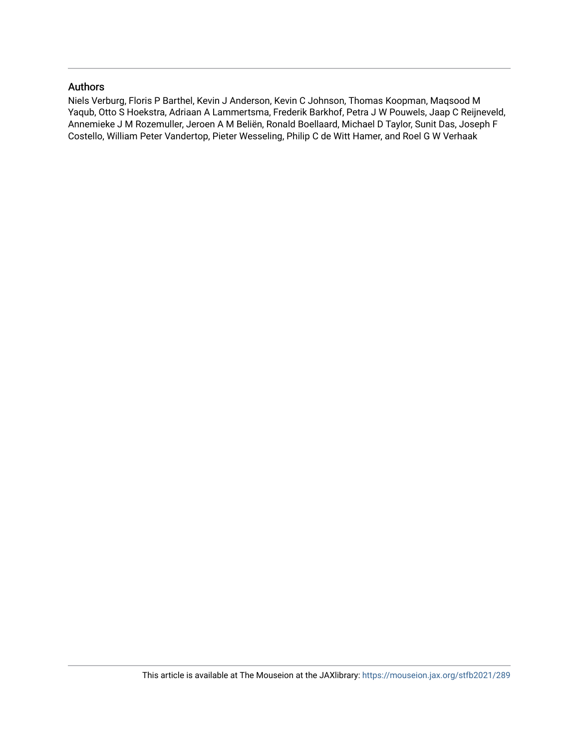## Authors

Niels Verburg, Floris P Barthel, Kevin J Anderson, Kevin C Johnson, Thomas Koopman, Maqsood M Yaqub, Otto S Hoekstra, Adriaan A Lammertsma, Frederik Barkhof, Petra J W Pouwels, Jaap C Reijneveld, Annemieke J M Rozemuller, Jeroen A M Beliën, Ronald Boellaard, Michael D Taylor, Sunit Das, Joseph F Costello, William Peter Vandertop, Pieter Wesseling, Philip C de Witt Hamer, and Roel G W Verhaak

This article is available at The Mouseion at the JAXlibrary: https://mouseion.jax.org/stfb2021/289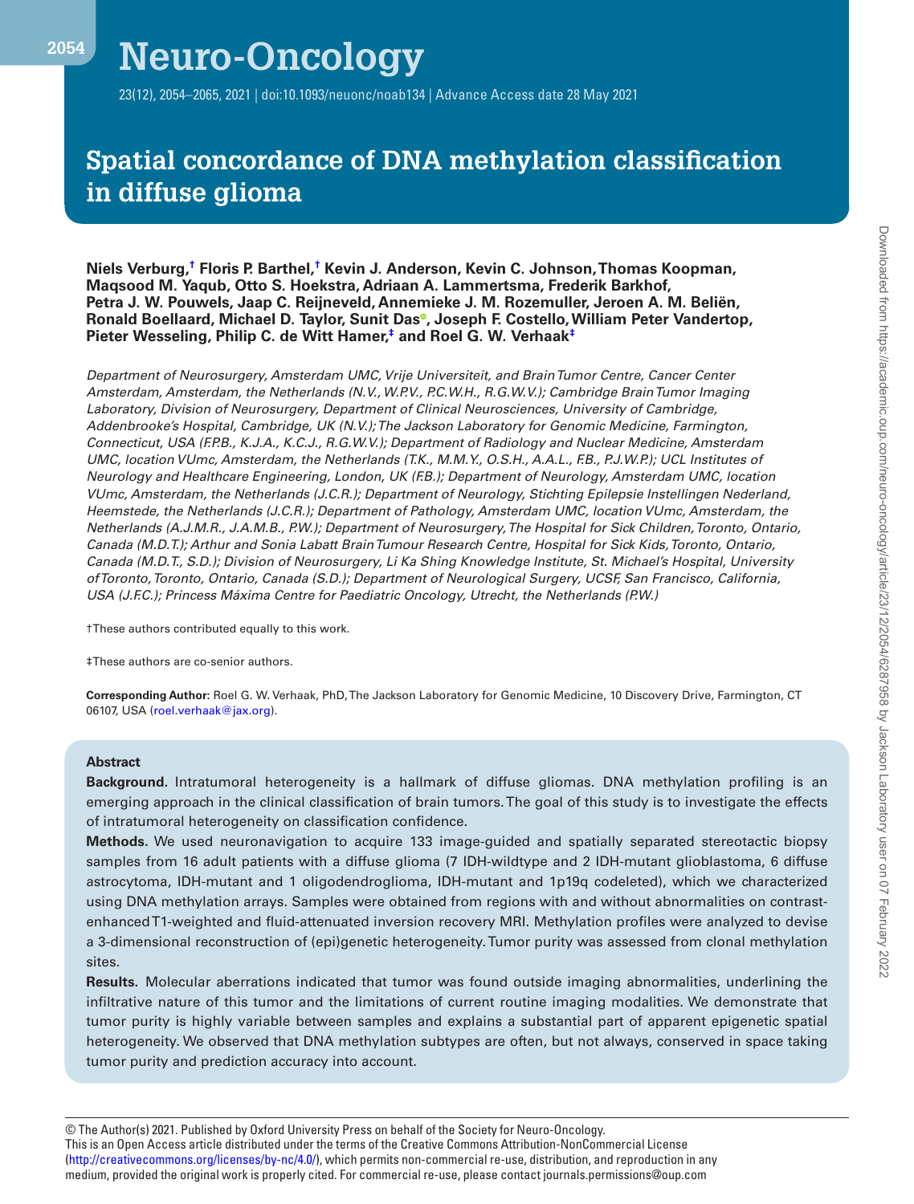# Spatial concordance of DNA methylation classification in diffuse glioma

**Niels Verburg,[†] Floris P. Barthel,[†] Kevin J. Anderson, Kevin C. Johnson, Thomas Koopman, Maqsood M. Yaqub, Otto S. Hoekstra, Adriaan A. Lammertsma, Frederik Barkhof, Petra J. W. Pouwels, Jaap C. Reijneveld, Annemieke J. M. Rozemuller, Jeroen A. M. Beliën, Ronald Boellaard, Michael D. Taylor, Sunit Das, Joseph F. Costello, William Peter Vandertop, Pieter Wesseling, Philip C. de Witt Hamer,[‡] and Roel G. W. Verhaak[‡]**

*Department of Neurosurgery, Amsterdam UMC, Vrije Universiteit, and Brain Tumor Centre, Cancer Center Amsterdam, Amsterdam, the Netherlands (N.V., W.P.V., P.C.W.H., R.G.W.V.); Cambridge Brain Tumor Imaging Laboratory, Division of Neurosurgery, Department of Clinical Neurosciences, University of Cambridge, Addenbrooke's Hospital, Cambridge, UK (N.V.); The Jackson Laboratory for Genomic Medicine, Farmington, Connecticut, USA (F.P.B., K.J.A., K.C.J., R.G.W.V.); Department of Radiology and Nuclear Medicine, Amsterdam UMC, location VUmc, Amsterdam, the Netherlands (T.K., M.M.Y., O.S.H., A.A.L., F.B., P.J.W.P.); UCL Institutes of Neurology and Healthcare Engineering, London, UK (F.B.); Department of Neurology, Amsterdam UMC, location VUmc, Amsterdam, the Netherlands (J.C.R.); Department of Neurology, Stichting Epilepsie Instellingen Nederland, Heemstede, the Netherlands (J.C.R.); Department of Pathology, Amsterdam UMC, location VUmc, Amsterdam, the Netherlands (A.J.M.R., J.A.M.B., P.W.); Department of Neurosurgery, The Hospital for Sick Children, Toronto, Ontario, Canada (M.D.T.); Arthur and Sonia Labatt Brain Tumour Research Centre, Hospital for Sick Kids, Toronto, Ontario, Canada (M.D.T., S.D.); Division of Neurosurgery, Li Ka Shing Knowledge Institute, St. Michael's Hospital, University of Toronto, Toronto, Ontario, Canada (S.D.); Department of Neurological Surgery, UCSF, San Francisco, California, USA (J.F.C.); Princess Máxima Centre for Paediatric Oncology, Utrecht, the Netherlands (P.W.)*

†These authors contributed equally to this work.

‡These authors are co-senior authors.

**Corresponding Author:** Roel G. W. Verhaak, PhD, The Jackson Laboratory for Genomic Medicine, 10 Discovery Drive, Farmington, CT 06107, USA (roel.verhaak@jax.org).

## Abstract

**Background.** Intratumoral heterogeneity is a hallmark of diffuse gliomas. DNA methylation profiling is an emerging approach in the clinical classification of brain tumors. The goal of this study is to investigate the effects of intratumoral heterogeneity on classification confidence.

**Methods.** We used neuronavigation to acquire 133 image-guided and spatially separated stereotactic biopsy samples from 16 adult patients with a diffuse glioma (7 IDH-wildtype and 2 IDH-mutant glioblastoma, 6 diffuse astrocytoma, IDH-mutant and 1 oligodendroglioma, IDH-mutant and 1p19q codeleted), which we characterized using DNA methylation arrays. Samples were obtained from regions with and without abnormalities on contrast-enhanced T1-weighted and fluid-attenuated inversion recovery MRI. Methylation profiles were analyzed to devise a 3-dimensional reconstruction of (epi)genetic heterogeneity. Tumor purity was assessed from clonal methylation sites.

**Results.** Molecular aberrations indicated that tumor was found outside imaging abnormalities, underlining the infiltrative nature of this tumor and the limitations of current routine imaging modalities. We demonstrate that tumor purity is highly variable between samples and explains a substantial part of apparent epigenetic spatial heterogeneity. We observed that DNA methylation subtypes are often, but not always, conserved in space taking tumor purity and prediction accuracy into account.

© The Author(s) 2021. Published by Oxford University Press on behalf of the Society for Neuro-Oncology.
This is an Open Access article distributed under the terms of the Creative Commons Attribution-NonCommercial License (http://creativecommons.org/licenses/by-nc/4.0/), which permits non-commercial re-use, distribution, and reproduction in any medium, provided the original work is properly cited. For commercial re-use, please contact journals.permissions@oup.com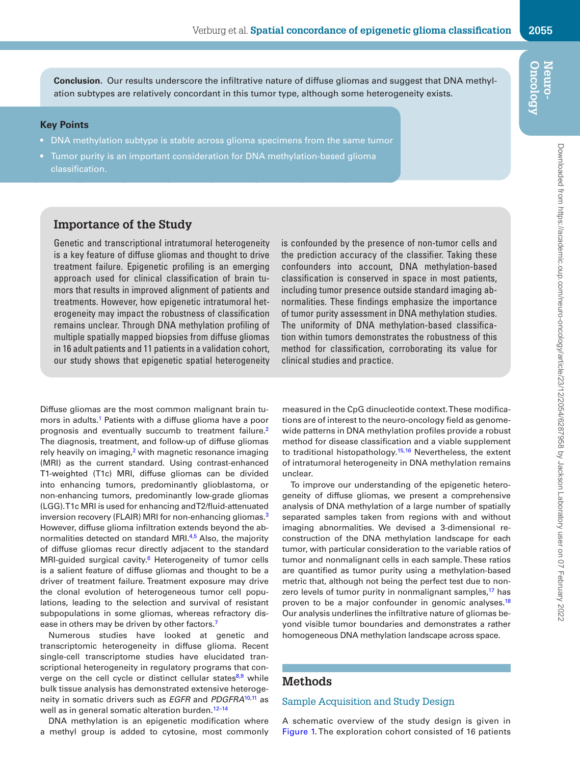**Conclusion.** Our results underscore the infiltrative nature of diffuse gliomas and suggest that DNA methylation subtypes are relatively concordant in this tumor type, although some heterogeneity exists.

## Key Points

- DNA methylation subtype is stable across glioma specimens from the same tumor
- Tumor purity is an important consideration for DNA methylation-based glioma classification.

## Importance of the Study

Genetic and transcriptional intratumoral heterogeneity is a key feature of diffuse gliomas and thought to drive treatment failure. Epigenetic profiling is an emerging approach used for clinical classification of brain tumors that results in improved alignment of patients and treatments. However, how epigenetic intratumoral heterogeneity may impact the robustness of classification remains unclear. Through DNA methylation profiling of multiple spatially mapped biopsies from diffuse gliomas in 16 adult patients and 11 patients in a validation cohort, our study shows that epigenetic spatial heterogeneity is confounded by the presence of non-tumor cells and the prediction accuracy of the classifier. Taking these confounders into account, DNA methylation-based classification is conserved in space in most patients, including tumor presence outside standard imaging abnormalities. These findings emphasize the importance of tumor purity assessment in DNA methylation studies. The uniformity of DNA methylation-based classification within tumors demonstrates the robustness of this method for classification, corroborating its value for clinical studies and practice.

Diffuse gliomas are the most common malignant brain tumors in adults.[1] Patients with a diffuse glioma have a poor prognosis and eventually succumb to treatment failure.[2] The diagnosis, treatment, and follow-up of diffuse gliomas rely heavily on imaging,[2] with magnetic resonance imaging (MRI) as the current standard. Using contrast-enhanced T1-weighted (T1c) MRI, diffuse gliomas can be divided into enhancing tumors, predominantly glioblastoma, or non-enhancing tumors, predominantly low-grade gliomas (LGG). T1c MRI is used for enhancing and T2/fluid-attenuated inversion recovery (FLAIR) MRI for non-enhancing gliomas.[3] However, diffuse glioma infiltration extends beyond the abnormalities detected on standard MRI.[4,5] Also, the majority of diffuse gliomas recur directly adjacent to the standard MRI-guided surgical cavity.[6] Heterogeneity of tumor cells is a salient feature of diffuse gliomas and thought to be a driver of treatment failure. Treatment exposure may drive the clonal evolution of heterogeneous tumor cell populations, leading to the selection and survival of resistant subpopulations in some gliomas, whereas refractory disease in others may be driven by other factors.[7]

Numerous studies have looked at genetic and transcriptomic heterogeneity in diffuse glioma. Recent single-cell transcriptome studies have elucidated transcriptional heterogeneity in regulatory programs that converge on the cell cycle or distinct cellular states[8,9] while bulk tissue analysis has demonstrated extensive heterogeneity in somatic drivers such as *EGFR* and *PDGFRA*[10,11] as well as in general somatic alteration burden.[12–14]

DNA methylation is an epigenetic modification where a methyl group is added to cytosine, most commonly measured in the CpG dinucleotide context. These modifications are of interest to the neuro-oncology field as genome-wide patterns in DNA methylation profiles provide a robust method for disease classification and a viable supplement to traditional histopathology.[15,16] Nevertheless, the extent of intratumoral heterogeneity in DNA methylation remains unclear.

To improve our understanding of the epigenetic heterogeneity of diffuse gliomas, we present a comprehensive analysis of DNA methylation of a large number of spatially separated samples taken from regions with and without imaging abnormalities. We devised a 3-dimensional reconstruction of the DNA methylation landscape for each tumor, with particular consideration to the variable ratios of tumor and nonmalignant cells in each sample. These ratios are quantified as tumor purity using a methylation-based metric that, although not being the perfect test due to non-zero levels of tumor purity in nonmalignant samples,[17] has proven to be a major confounder in genomic analyses.[18] Our analysis underlines the infiltrative nature of gliomas beyond visible tumor boundaries and demonstrates a rather homogeneous DNA methylation landscape across space.

## Methods

### Sample Acquisition and Study Design

A schematic overview of the study design is given in Figure 1. The exploration cohort consisted of 16 patients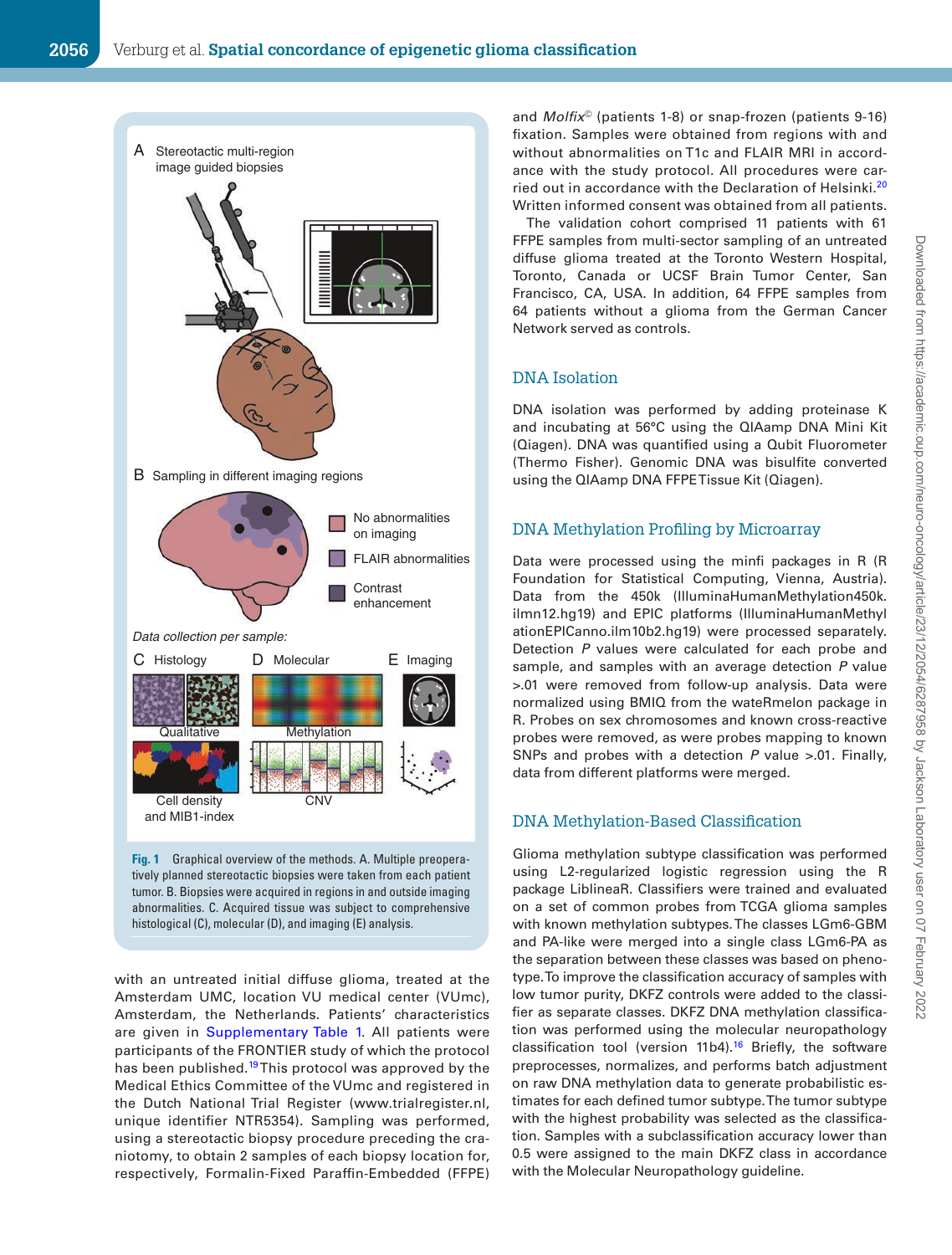**Fig. 1** Graphical overview of the methods. A. Multiple preoperatively planned stereotactic biopsies were taken from each patient tumor. B. Biopsies were acquired in regions in and outside imaging abnormalities. C. Acquired tissue was subject to comprehensive histological (C), molecular (D), and imaging (E) analysis.

with an untreated initial diffuse glioma, treated at the Amsterdam UMC, location VU medical center (VUmc), Amsterdam, the Netherlands. Patients' characteristics are given in Supplementary Table 1. All patients were participants of the FRONTIER study of which the protocol has been published.[19] This protocol was approved by the Medical Ethics Committee of the VUmc and registered in the Dutch National Trial Register (www.trialregister.nl, unique identifier NTR5354). Sampling was performed, using a stereotactic biopsy procedure preceding the craniotomy, to obtain 2 samples of each biopsy location for, respectively, Formalin-Fixed Paraffin-Embedded (FFPE) and *Molfix*© (patients 1-8) or snap-frozen (patients 9-16) fixation. Samples were obtained from regions with and without abnormalities on T1c and FLAIR MRI in accordance with the study protocol. All procedures were carried out in accordance with the Declaration of Helsinki.[20] Written informed consent was obtained from all patients.

The validation cohort comprised 11 patients with 61 FFPE samples from multi-sector sampling of an untreated diffuse glioma treated at the Toronto Western Hospital, Toronto, Canada or UCSF Brain Tumor Center, San Francisco, CA, USA. In addition, 64 FFPE samples from 64 patients without a glioma from the German Cancer Network served as controls.

## DNA Isolation

DNA isolation was performed by adding proteinase K and incubating at 56°C using the QIAamp DNA Mini Kit (Qiagen). DNA was quantified using a Qubit Fluorometer (Thermo Fisher). Genomic DNA was bisulfite converted using the QIAamp DNA FFPE Tissue Kit (Qiagen).

## DNA Methylation Profiling by Microarray

Data were processed using the minfi packages in R (R Foundation for Statistical Computing, Vienna, Austria). Data from the 450k (IlluminaHumanMethylation450k.ilmn12.hg19) and EPIC platforms (IlluminaHumanMethylationEPICanno.ilm10b2.hg19) were processed separately. Detection *P* values were calculated for each probe and sample, and samples with an average detection *P* value >.01 were removed from follow-up analysis. Data were normalized using BMIQ from the wateRmelon package in R. Probes on sex chromosomes and known cross-reactive probes were removed, as were probes mapping to known SNPs and probes with a detection *P* value >.01. Finally, data from different platforms were merged.

## DNA Methylation-Based Classification

Glioma methylation subtype classification was performed using L2-regularized logistic regression using the R package LiblineaR. Classifiers were trained and evaluated on a set of common probes from TCGA glioma samples with known methylation subtypes. The classes LGm6-GBM and PA-like were merged into a single class LGm6-PA as the separation between these classes was based on phenotype. To improve the classification accuracy of samples with low tumor purity, DKFZ controls were added to the classifier as separate classes. DKFZ DNA methylation classification was performed using the molecular neuropathology classification tool (version 11b4).[16] Briefly, the software preprocesses, normalizes, and performs batch adjustment on raw DNA methylation data to generate probabilistic estimates for each defined tumor subtype. The tumor subtype with the highest probability was selected as the classification. Samples with a subclassification accuracy lower than 0.5 were assigned to the main DKFZ class in accordance with the Molecular Neuropathology guideline.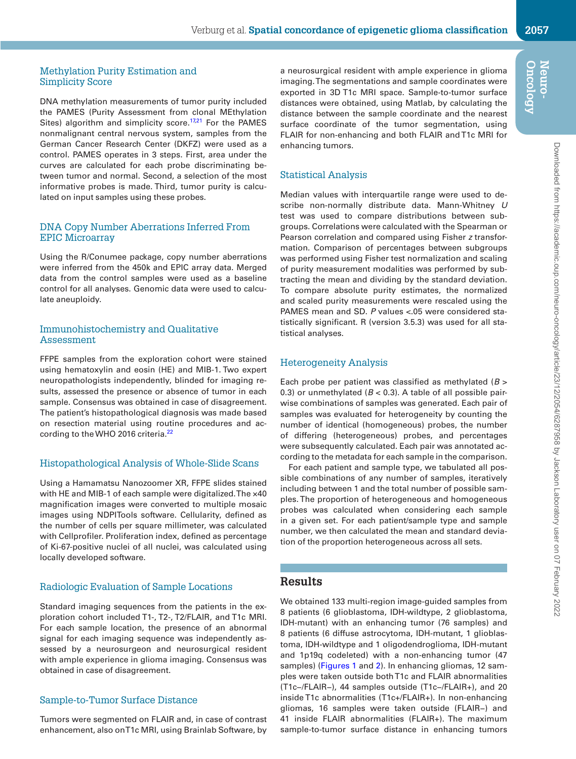### Methylation Purity Estimation and Simplicity Score

DNA methylation measurements of tumor purity included the PAMES (Purity Assessment from clonal MEthylation Sites) algorithm and simplicity score.[17,21] For the PAMES nonmalignant central nervous system, samples from the German Cancer Research Center (DKFZ) were used as a control. PAMES operates in 3 steps. First, area under the curves are calculated for each probe discriminating between tumor and normal. Second, a selection of the most informative probes is made. Third, tumor purity is calculated on input samples using these probes.

### DNA Copy Number Aberrations Inferred From EPIC Microarray

Using the R/Conumee package, copy number aberrations were inferred from the 450k and EPIC array data. Merged data from the control samples were used as a baseline control for all analyses. Genomic data were used to calculate aneuploidy.

### Immunohistochemistry and Qualitative Assessment

FFPE samples from the exploration cohort were stained using hematoxylin and eosin (HE) and MIB-1. Two expert neuropathologists independently, blinded for imaging results, assessed the presence or absence of tumor in each sample. Consensus was obtained in case of disagreement. The patient's histopathological diagnosis was made based on resection material using routine procedures and according to the WHO 2016 criteria.[22]

### Histopathological Analysis of Whole-Slide Scans

Using a Hamamatsu Nanozoomer XR, FFPE slides stained with HE and MIB-1 of each sample were digitalized. The ×40 magnification images were converted to multiple mosaic images using NDPITools software. Cellularity, defined as the number of cells per square millimeter, was calculated with Cellprofiler. Proliferation index, defined as percentage of Ki-67-positive nuclei of all nuclei, was calculated using locally developed software.

### Radiologic Evaluation of Sample Locations

Standard imaging sequences from the patients in the exploration cohort included T1-, T2-, T2/FLAIR, and T1c MRI. For each sample location, the presence of an abnormal signal for each imaging sequence was independently assessed by a neurosurgeon and neurosurgical resident with ample experience in glioma imaging. Consensus was obtained in case of disagreement.

### Sample-to-Tumor Surface Distance

Tumors were segmented on FLAIR and, in case of contrast enhancement, also on T1c MRI, using Brainlab Software, by a neurosurgical resident with ample experience in glioma imaging. The segmentations and sample coordinates were exported in 3D T1c MRI space. Sample-to-tumor surface distances were obtained, using Matlab, by calculating the distance between the sample coordinate and the nearest surface coordinate of the tumor segmentation, using FLAIR for non-enhancing and both FLAIR and T1c MRI for enhancing tumors.

### Statistical Analysis

Median values with interquartile range were used to describe non-normally distribute data. Mann-Whitney *U* test was used to compare distributions between subgroups. Correlations were calculated with the Spearman or Pearson correlation and compared using Fisher *z* transformation. Comparison of percentages between subgroups was performed using Fisher test normalization and scaling of purity measurement modalities was performed by subtracting the mean and dividing by the standard deviation. To compare absolute purity estimates, the normalized and scaled purity measurements were rescaled using the PAMES mean and SD. *P* values <.05 were considered statistically significant. R (version 3.5.3) was used for all statistical analyses.

### Heterogeneity Analysis

Each probe per patient was classified as methylated ($B > 0.3$) or unmethylated ($B < 0.3$). A table of all possible pairwise combinations of samples was generated. Each pair of samples was evaluated for heterogeneity by counting the number of identical (homogeneous) probes, the number of differing (heterogeneous) probes, and percentages were subsequently calculated. Each pair was annotated according to the metadata for each sample in the comparison.

For each patient and sample type, we tabulated all possible combinations of any number of samples, iteratively including between 1 and the total number of possible samples. The proportion of heterogeneous and homogeneous probes was calculated when considering each sample in a given set. For each patient/sample type and sample number, we then calculated the mean and standard deviation of the proportion heterogeneous across all sets.

## Results

We obtained 133 multi-region image-guided samples from 8 patients (6 glioblastoma, IDH-wildtype, 2 glioblastoma, IDH-mutant) with an enhancing tumor (76 samples) and 8 patients (6 diffuse astrocytoma, IDH-mutant, 1 glioblastoma, IDH-wildtype and 1 oligodendroglioma, IDH-mutant and 1p19q codeleted) with a non-enhancing tumor (47 samples) (Figures 1 and 2). In enhancing gliomas, 12 samples were taken outside both T1c and FLAIR abnormalities (T1c−/FLAIR−), 44 samples outside (T1c−/FLAIR+), and 20 inside T1c abnormalities (T1c+/FLAIR+). In non-enhancing gliomas, 16 samples were taken outside (FLAIR−) and 41 inside FLAIR abnormalities (FLAIR+). The maximum sample-to-tumor surface distance in enhancing tumors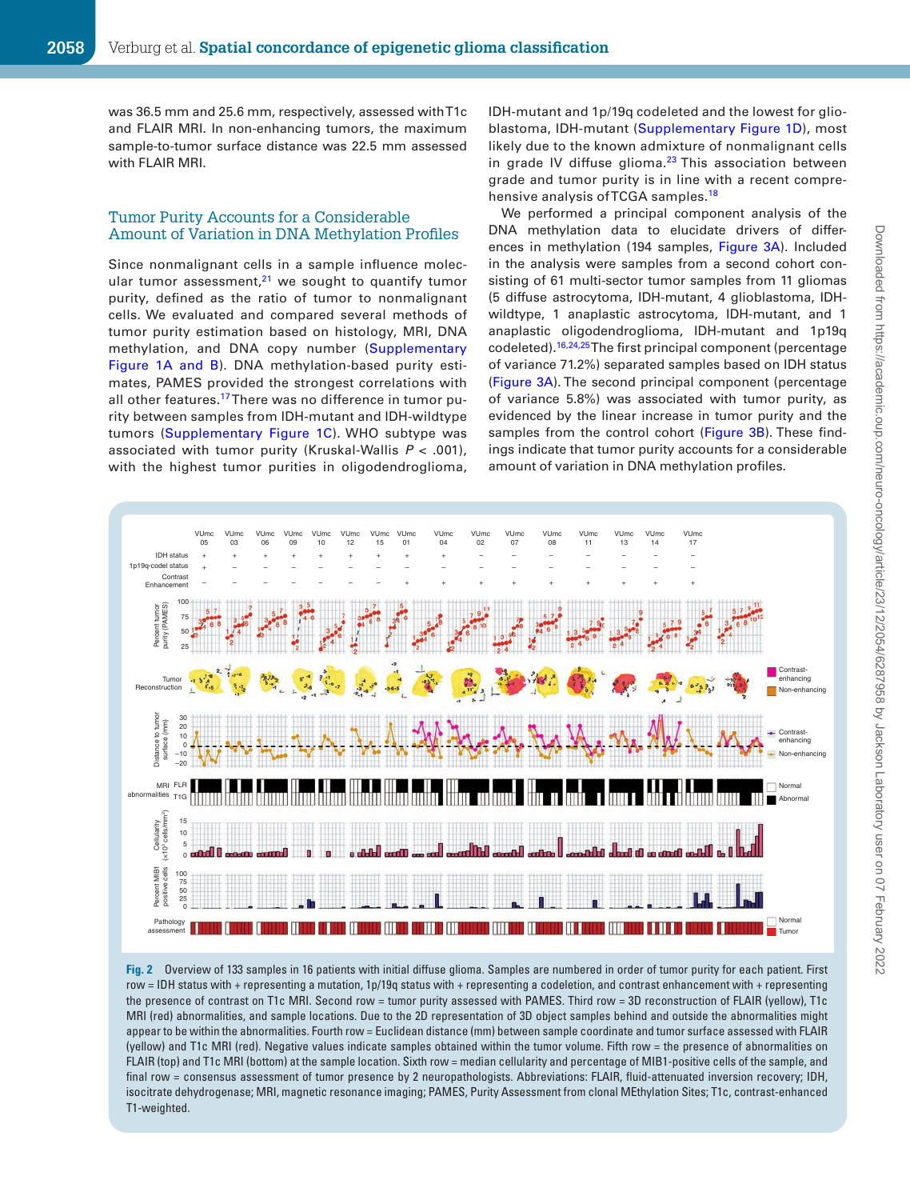was 36.5 mm and 25.6 mm, respectively, assessed with T1c and FLAIR MRI. In non-enhancing tumors, the maximum sample-to-tumor surface distance was 22.5 mm assessed with FLAIR MRI.

## Tumor Purity Accounts for a Considerable Amount of Variation in DNA Methylation Profiles

Since nonmalignant cells in a sample influence molecular tumor assessment,[21] we sought to quantify tumor purity, defined as the ratio of tumor to nonmalignant cells. We evaluated and compared several methods of tumor purity estimation based on histology, MRI, DNA methylation, and DNA copy number (Supplementary Figure 1A and B). DNA methylation-based purity estimates, PAMES provided the strongest correlations with all other features.[17] There was no difference in tumor purity between samples from IDH-mutant and IDH-wildtype tumors (Supplementary Figure 1C). WHO subtype was associated with tumor purity (Kruskal-Wallis $P < .001$), with the highest tumor purities in oligodendroglioma, IDH-mutant and 1p/19q codeleted and the lowest for glioblastoma, IDH-mutant (Supplementary Figure 1D), most likely due to the known admixture of nonmalignant cells in grade IV diffuse glioma.[23] This association between grade and tumor purity is in line with a recent comprehensive analysis of TCGA samples.[18]

We performed a principal component analysis of the DNA methylation data to elucidate drivers of differences in methylation (194 samples, Figure 3A). Included in the analysis were samples from a second cohort consisting of 61 multi-sector tumor samples from 11 gliomas (5 diffuse astrocytoma, IDH-mutant, 4 glioblastoma, IDH-wildtype, 1 anaplastic astrocytoma, IDH-mutant, and 1 anaplastic oligodendroglioma, IDH-mutant and 1p19q codeleted).[16,24,25] The first principal component (percentage of variance 71.2%) separated samples based on IDH status (Figure 3A). The second principal component (percentage of variance 5.8%) was associated with tumor purity, as evidenced by the linear increase in tumor purity and the samples from the control cohort (Figure 3B). These findings indicate that tumor purity accounts for a considerable amount of variation in DNA methylation profiles.

**Fig. 2** Overview of 133 samples in 16 patients with initial diffuse glioma. Samples are numbered in order of tumor purity for each patient. First row = IDH status with + representing a mutation, 1p/19q status with + representing a codeletion, and contrast enhancement with + representing the presence of contrast on T1c MRI. Second row = tumor purity assessed with PAMES. Third row = 3D reconstruction of FLAIR (yellow), T1c MRI (red) abnormalities, and sample locations. Due to the 2D representation of 3D object samples behind and outside the abnormalities might appear to be within the abnormalities. Fourth row = Euclidean distance (mm) between sample coordinate and tumor surface assessed with FLAIR (yellow) and T1c MRI (red). Negative values indicate samples obtained within the tumor volume. Fifth row = the presence of abnormalities on FLAIR (top) and T1c MRI (bottom) at the sample location. Sixth row = median cellularity and percentage of MIB1-positive cells of the sample, and final row = consensus assessment of tumor presence by 2 neuropathologists. Abbreviations: FLAIR, fluid-attenuated inversion recovery; IDH, isocitrate dehydrogenase; MRI, magnetic resonance imaging; PAMES, Purity Assessment from clonal MEthylation Sites; T1c, contrast-enhanced T1-weighted.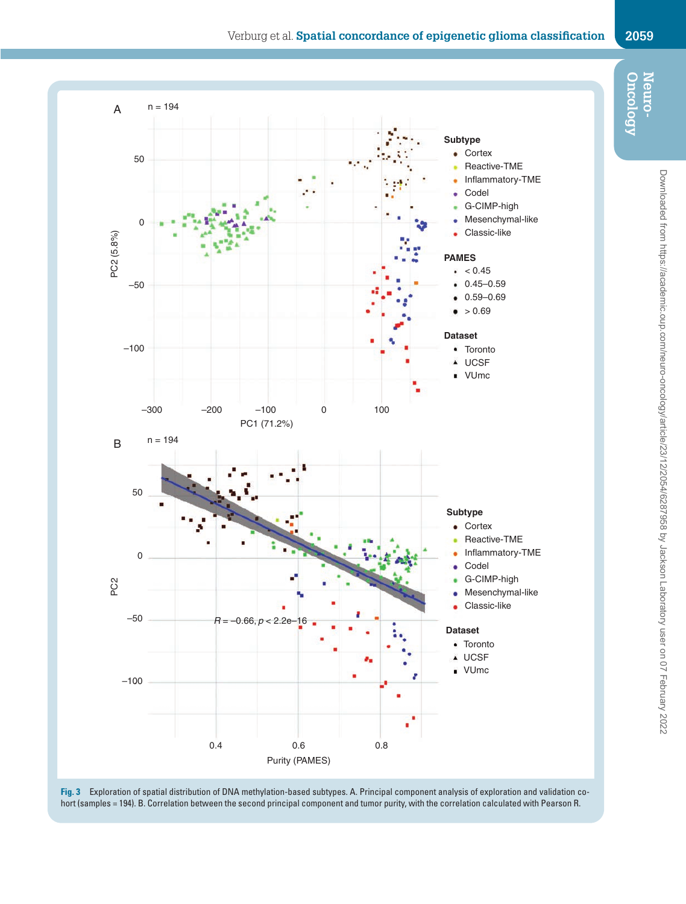**Fig. 3** Exploration of spatial distribution of DNA methylation-based subtypes. A. Principal component analysis of exploration and validation cohort (samples = 194). B. Correlation between the second principal component and tumor purity, with the correlation calculated with Pearson R.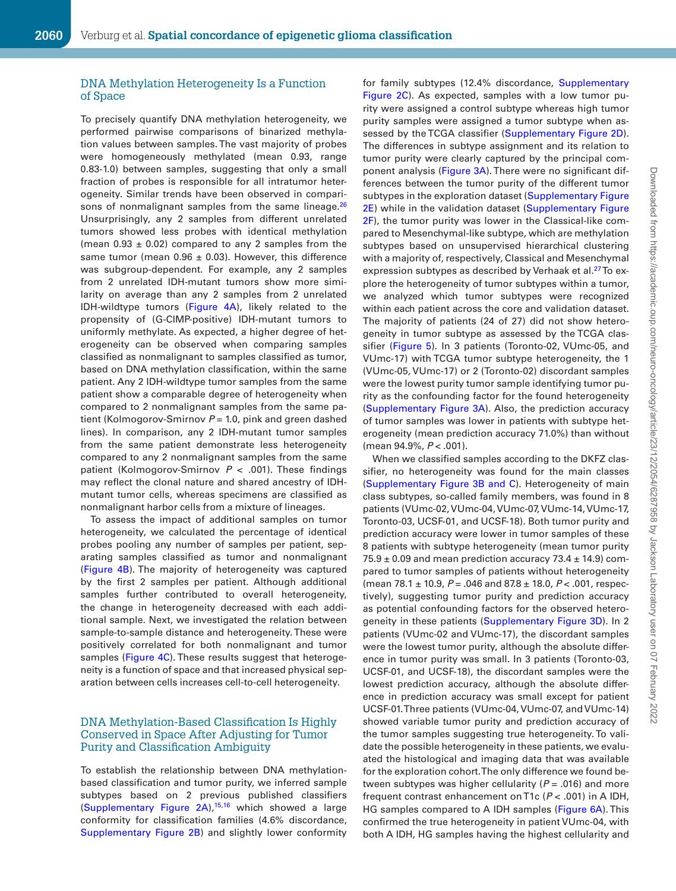## DNA Methylation Heterogeneity Is a Function of Space

To precisely quantify DNA methylation heterogeneity, we performed pairwise comparisons of binarized methylation values between samples. The vast majority of probes were homogeneously methylated (mean 0.93, range 0.83-1.0) between samples, suggesting that only a small fraction of probes is responsible for all intratumor heterogeneity. Similar trends have been observed in comparisons of nonmalignant samples from the same lineage.[26] Unsurprisingly, any 2 samples from different unrelated tumors showed less probes with identical methylation (mean 0.93 ± 0.02) compared to any 2 samples from the same tumor (mean 0.96 ± 0.03). However, this difference was subgroup-dependent. For example, any 2 samples from 2 unrelated IDH-mutant tumors show more similarity on average than any 2 samples from 2 unrelated IDH-wildtype tumors (Figure 4A), likely related to the propensity of (G-CIMP-positive) IDH-mutant tumors to uniformly methylate. As expected, a higher degree of heterogeneity can be observed when comparing samples classified as nonmalignant to samples classified as tumor, based on DNA methylation classification, within the same patient. Any 2 IDH-wildtype tumor samples from the same patient show a comparable degree of heterogeneity when compared to 2 nonmalignant samples from the same patient (Kolmogorov-Smirnov $P = 1.0$, pink and green dashed lines). In comparison, any 2 IDH-mutant tumor samples from the same patient demonstrate less heterogeneity compared to any 2 nonmalignant samples from the same patient (Kolmogorov-Smirnov $P < .001$). These findings may reflect the clonal nature and shared ancestry of IDH-mutant tumor cells, whereas specimens are classified as nonmalignant harbor cells from a mixture of lineages.

To assess the impact of additional samples on tumor heterogeneity, we calculated the percentage of identical probes pooling any number of samples per patient, separating samples classified as tumor and nonmalignant (Figure 4B). The majority of heterogeneity was captured by the first 2 samples per patient. Although additional samples further contributed to overall heterogeneity, the change in heterogeneity decreased with each additional sample. Next, we investigated the relation between sample-to-sample distance and heterogeneity. These were positively correlated for both nonmalignant and tumor samples (Figure 4C). These results suggest that heterogeneity is a function of space and that increased physical separation between cells increases cell-to-cell heterogeneity.

## DNA Methylation-Based Classification Is Highly Conserved in Space After Adjusting for Tumor Purity and Classification Ambiguity

To establish the relationship between DNA methylation-based classification and tumor purity, we inferred sample subtypes based on 2 previous published classifiers (Supplementary Figure 2A),[15,16] which showed a large conformity for classification families (4.6% discordance, Supplementary Figure 2B) and slightly lower conformity for family subtypes (12.4% discordance, Supplementary Figure 2C). As expected, samples with a low tumor purity were assigned a control subtype whereas high tumor purity samples were assigned a tumor subtype when assessed by the TCGA classifier (Supplementary Figure 2D). The differences in subtype assignment and its relation to tumor purity were clearly captured by the principal component analysis (Figure 3A). There were no significant differences between the tumor purity of the different tumor subtypes in the exploration dataset (Supplementary Figure 2E) while in the validation dataset (Supplementary Figure 2F), the tumor purity was lower in the Classical-like compared to Mesenchymal-like subtype, which are methylation subtypes based on unsupervised hierarchical clustering with a majority of, respectively, Classical and Mesenchymal expression subtypes as described by Verhaak et al.[27] To explore the heterogeneity of tumor subtypes within a tumor, we analyzed which tumor subtypes were recognized within each patient across the core and validation dataset. The majority of patients (24 of 27) did not show heterogeneity in tumor subtype as assessed by the TCGA classifier (Figure 5). In 3 patients (Toronto-02, VUmc-05, and VUmc-17) with TCGA tumor subtype heterogeneity, the 1 (VUmc-05, VUmc-17) or 2 (Toronto-02) discordant samples were the lowest purity tumor sample identifying tumor purity as the confounding factor for the found heterogeneity (Supplementary Figure 3A). Also, the prediction accuracy of tumor samples was lower in patients with subtype heterogeneity (mean prediction accuracy 71.0%) than without (mean 94.9%, $P < .001$).

When we classified samples according to the DKFZ classifier, no heterogeneity was found for the main classes (Supplementary Figure 3B and C). Heterogeneity of main class subtypes, so-called family members, was found in 8 patients (VUmc-02, VUmc-04, VUmc-07, VUmc-14, VUmc-17, Toronto-03, UCSF-01, and UCSF-18). Both tumor purity and prediction accuracy were lower in tumor samples of these 8 patients with subtype heterogeneity (mean tumor purity 75.9 ± 0.09 and mean prediction accuracy 73.4 ± 14.9) compared to tumor samples of patients without heterogeneity (mean 78.1 ± 10.9, $P = .046$ and 87.8 ± 18.0, $P < .001$, respectively), suggesting tumor purity and prediction accuracy as potential confounding factors for the observed heterogeneity in these patients (Supplementary Figure 3D). In 2 patients (VUmc-02 and VUmc-17), the discordant samples were the lowest tumor purity, although the absolute difference in tumor purity was small. In 3 patients (Toronto-03, UCSF-01, and UCSF-18), the discordant samples were the lowest prediction accuracy, although the absolute difference in prediction accuracy was small except for patient UCSF-01. Three patients (VUmc-04, VUmc-07, and VUmc-14) showed variable tumor purity and prediction accuracy of the tumor samples suggesting true heterogeneity. To validate the possible heterogeneity in these patients, we evaluated the histological and imaging data that was available for the exploration cohort. The only difference we found between subtypes was higher cellularity ($P = .016$) and more frequent contrast enhancement on T1c ($P < .001$) in A IDH, HG samples compared to A IDH samples (Figure 6A). This confirmed the true heterogeneity in patient VUmc-04, with both A IDH, HG samples having the highest cellularity and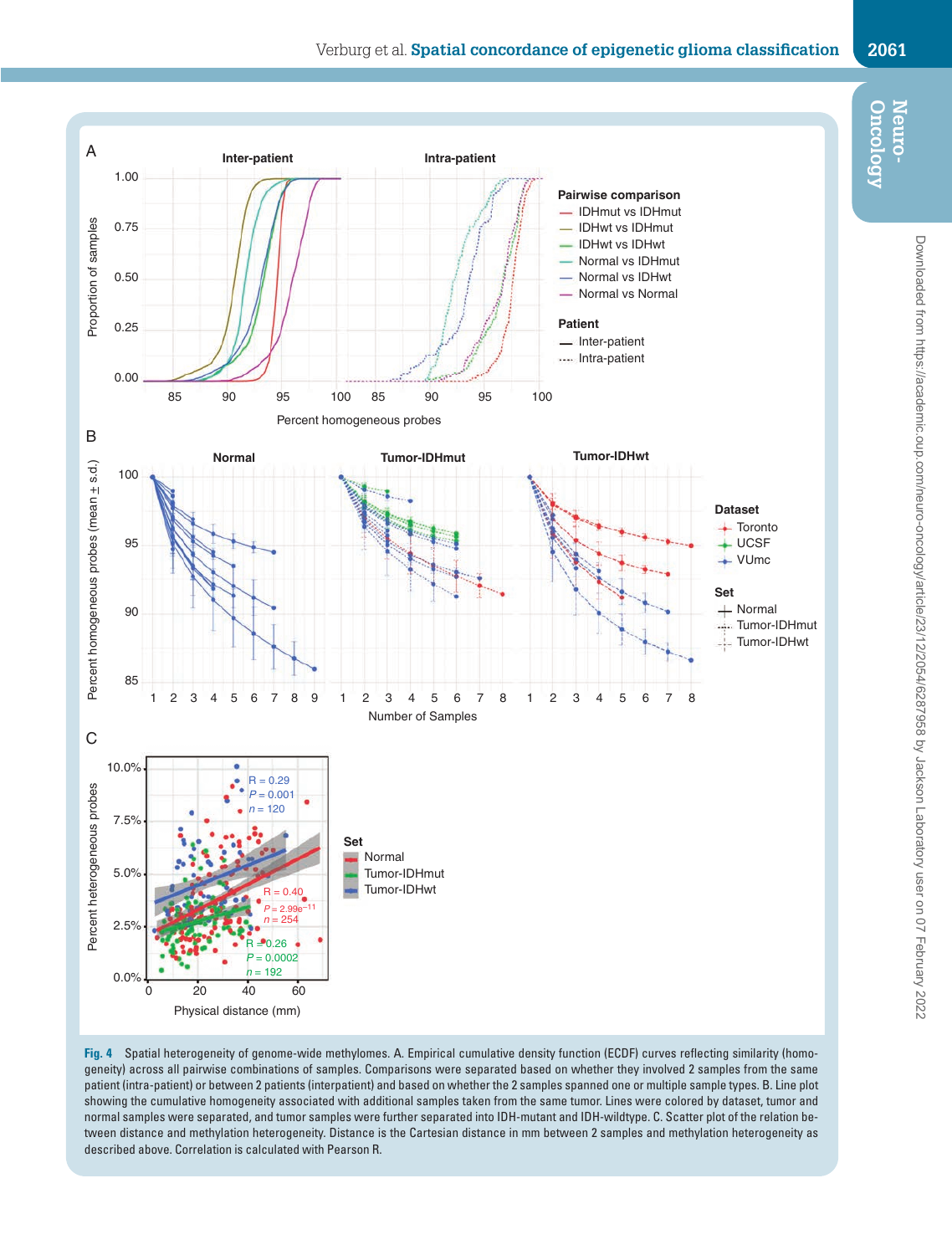**Fig. 4** Spatial heterogeneity of genome-wide methylomes. A. Empirical cumulative density function (ECDF) curves reflecting similarity (homogeneity) across all pairwise combinations of samples. Comparisons were separated based on whether they involved 2 samples from the same patient (intra-patient) or between 2 patients (interpatient) and based on whether the 2 samples spanned one or multiple sample types. B. Line plot showing the cumulative homogeneity associated with additional samples taken from the same tumor. Lines were colored by dataset, tumor and normal samples were separated, and tumor samples were further separated into IDH-mutant and IDH-wildtype. C. Scatter plot of the relation between distance and methylation heterogeneity. Distance is the Cartesian distance in mm between 2 samples and methylation heterogeneity as described above. Correlation is calculated with Pearson R.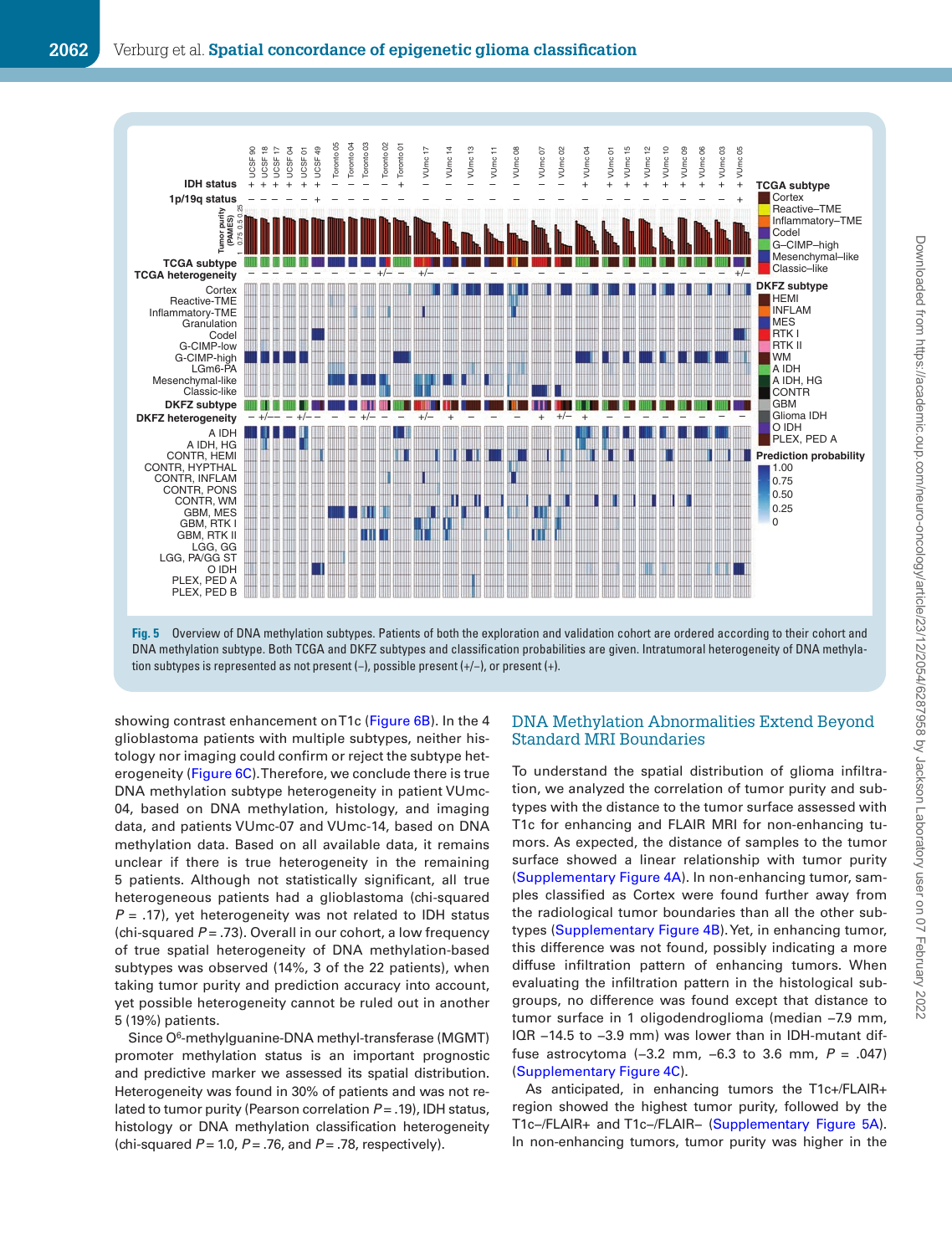Fig. 5 Overview of DNA methylation subtypes. Patients of both the exploration and validation cohort are ordered according to their cohort and DNA methylation subtype. Both TCGA and DKFZ subtypes and classification probabilities are given. Intratumoral heterogeneity of DNA methylation subtypes is represented as not present (–), possible present (+/–), or present (+).

showing contrast enhancement on T1c (Figure 6B). In the 4 glioblastoma patients with multiple subtypes, neither histology nor imaging could confirm or reject the subtype heterogeneity (Figure 6C). Therefore, we conclude there is true DNA methylation subtype heterogeneity in patient VUmc-04, based on DNA methylation, histology, and imaging data, and patients VUmc-07 and VUmc-14, based on DNA methylation data. Based on all available data, it remains unclear if there is true heterogeneity in the remaining 5 patients. Although not statistically significant, all true heterogeneous patients had a glioblastoma (chi-squared $P = .17$), yet heterogeneity was not related to IDH status (chi-squared $P = .73$). Overall in our cohort, a low frequency of true spatial heterogeneity of DNA methylation-based subtypes was observed (14%, 3 of the 22 patients), when taking tumor purity and prediction accuracy into account, yet possible heterogeneity cannot be ruled out in another 5 (19%) patients.

Since O[6]-methylguanine-DNA methyl-transferase (MGMT) promoter methylation status is an important prognostic and predictive marker we assessed its spatial distribution. Heterogeneity was found in 30% of patients and was not related to tumor purity (Pearson correlation $P = .19$), IDH status, histology or DNA methylation classification heterogeneity (chi-squared $P = 1.0$, $P = .76$, and $P = .78$, respectively).

## DNA Methylation Abnormalities Extend Beyond Standard MRI Boundaries

To understand the spatial distribution of glioma infiltration, we analyzed the correlation of tumor purity and subtypes with the distance to the tumor surface assessed with T1c for enhancing and FLAIR MRI for non-enhancing tumors. As expected, the distance of samples to the tumor surface showed a linear relationship with tumor purity (Supplementary Figure 4A). In non-enhancing tumor, samples classified as Cortex were found further away from the radiological tumor boundaries than all the other subtypes (Supplementary Figure 4B). Yet, in enhancing tumor, this difference was not found, possibly indicating a more diffuse infiltration pattern of enhancing tumors. When evaluating the infiltration pattern in the histological subgroups, no difference was found except that distance to tumor surface in 1 oligodendroglioma (median –7.9 mm, IQR –14.5 to –3.9 mm) was lower than in IDH-mutant diffuse astrocytoma (–3.2 mm, –6.3 to 3.6 mm, $P = .047$) (Supplementary Figure 4C).

As anticipated, in enhancing tumors the T1c+/FLAIR+ region showed the highest tumor purity, followed by the T1c–/FLAIR+ and T1c–/FLAIR– (Supplementary Figure 5A). In non-enhancing tumors, tumor purity was higher in the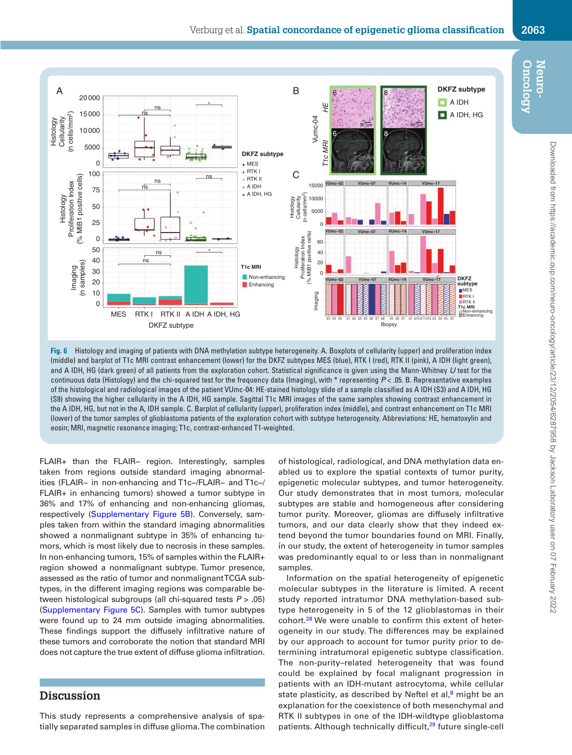**Fig. 6** Histology and imaging of patients with DNA methylation subtype heterogeneity. A. Boxplots of cellularity (upper) and proliferation index (middle) and barplot of T1c MRI contrast enhancement (lower) for the DKFZ subtypes MES (blue), RTK I (red), RTK II (pink), A IDH (light green), and A IDH, HG (dark green) of all patients from the exploration cohort. Statistical significance is given using the Mann-Whitney *U* test for the continuous data (Histology) and the chi-squared test for the frequency data (Imaging), with * representing $P < .05$. B. Representative examples of the histological and radiological images of the patient VUmc-04: HE-stained histology slide of a sample classified as A IDH (S3) and A IDH, HG (S9) showing the higher cellularity in the A IDH, HG sample. Sagittal T1c MRI images of the same samples showing contrast enhancement in the A IDH, HG, but not in the A, IDH sample. C. Barplot of cellularity (upper), proliferation index (middle), and contrast enhancement on T1c MRI (lower) of the tumor samples of glioblastoma patients of the exploration cohort with subtype heterogeneity. Abbreviations: HE, hematoxylin and eosin; MRI, magnetic resonance imaging; T1c, contrast-enhanced T1-weighted.

FLAIR+ than the FLAIR– region. Interestingly, samples taken from regions outside standard imaging abnormalities (FLAIR– in non-enhancing and T1c–/FLAIR– and T1c–/FLAIR+ in enhancing tumors) showed a tumor subtype in 36% and 17% of enhancing and non-enhancing gliomas, respectively (Supplementary Figure 5B). Conversely, samples taken from within the standard imaging abnormalities showed a nonmalignant subtype in 35% of enhancing tumors, which is most likely due to necrosis in these samples. In non-enhancing tumors, 15% of samples within the FLAIR+ region showed a nonmalignant subtype. Tumor presence, assessed as the ratio of tumor and nonmalignant TCGA subtypes, in the different imaging regions was comparable between histological subgroups (all chi-squared tests $P > .05$) (Supplementary Figure 5C). Samples with tumor subtypes were found up to 24 mm outside imaging abnormalities. These findings support the diffusely infiltrative nature of these tumors and corroborate the notion that standard MRI does not capture the true extent of diffuse glioma infiltration.

## Discussion

This study represents a comprehensive analysis of spatially separated samples in diffuse glioma. The combination of histological, radiological, and DNA methylation data enabled us to explore the spatial contexts of tumor purity, epigenetic molecular subtypes, and tumor heterogeneity. Our study demonstrates that in most tumors, molecular subtypes are stable and homogeneous after considering tumor purity. Moreover, gliomas are diffusely infiltrative tumors, and our data clearly show that they indeed extend beyond the tumor boundaries found on MRI. Finally, in our study, the extent of heterogeneity in tumor samples was predominantly equal to or less than in nonmalignant samples.

Information on the spatial heterogeneity of epigenetic molecular subtypes in the literature is limited. A recent study reported intratumor DNA methylation-based subtype heterogeneity in 5 of the 12 glioblastomas in their cohort.[28] We were unable to confirm this extent of heterogeneity in our study. The differences may be explained by our approach to account for tumor purity prior to determining intratumoral epigenetic subtype classification. The non-purity–related heterogeneity that was found could be explained by focal malignant progression in patients with an IDH-mutant astrocytoma, while cellular state plasticity, as described by Neftel et al,[8] might be an explanation for the coexistence of both mesenchymal and RTK II subtypes in one of the IDH-wildtype glioblastoma patients. Although technically difficult,[29] future single-cell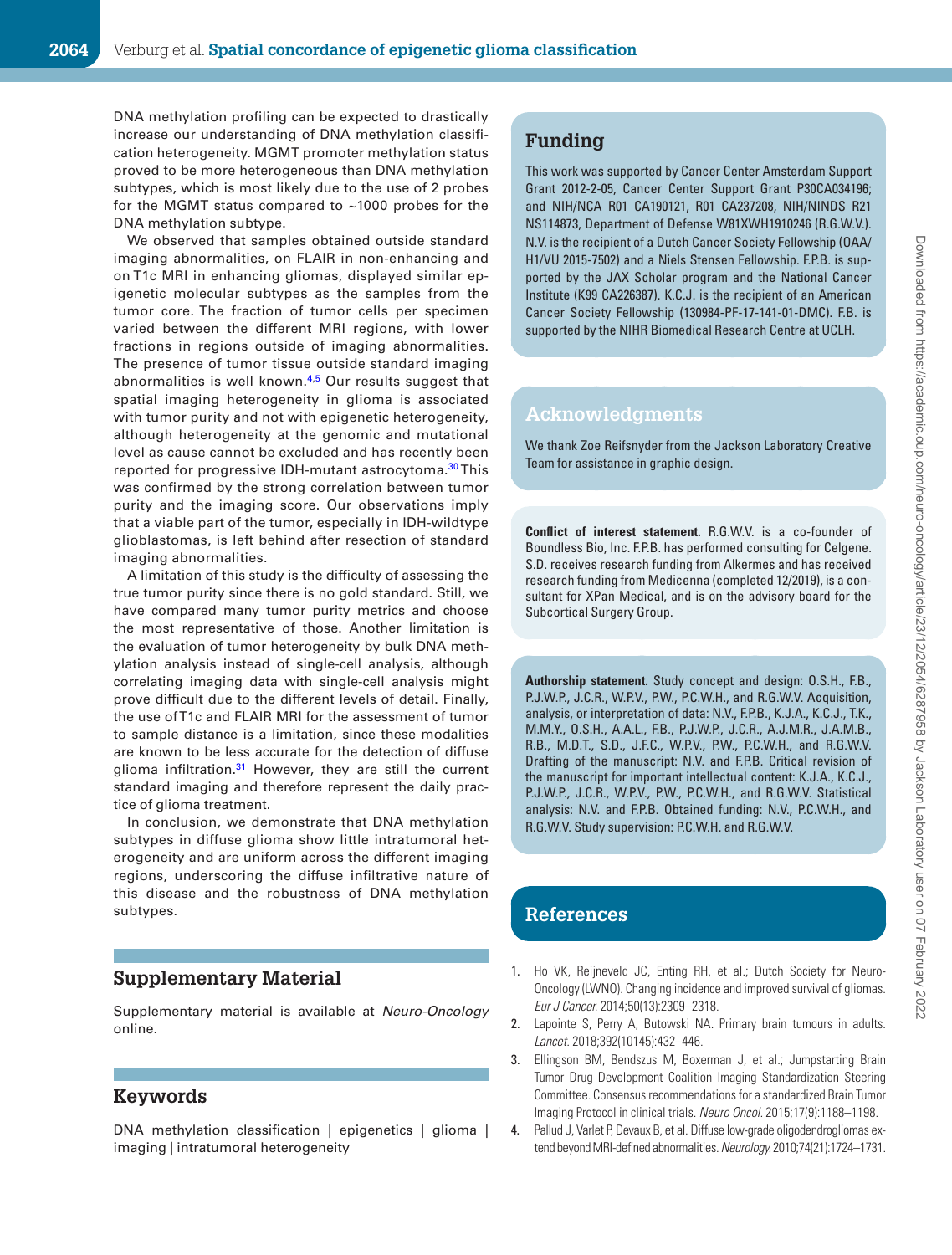DNA methylation profiling can be expected to drastically increase our understanding of DNA methylation classification heterogeneity. MGMT promoter methylation status proved to be more heterogeneous than DNA methylation subtypes, which is most likely due to the use of 2 probes for the MGMT status compared to ~1000 probes for the DNA methylation subtype.

We observed that samples obtained outside standard imaging abnormalities, on FLAIR in non-enhancing and on T1c MRI in enhancing gliomas, displayed similar epigenetic molecular subtypes as the samples from the tumor core. The fraction of tumor cells per specimen varied between the different MRI regions, with lower fractions in regions outside of imaging abnormalities. The presence of tumor tissue outside standard imaging abnormalities is well known.[4,5] Our results suggest that spatial imaging heterogeneity in glioma is associated with tumor purity and not with epigenetic heterogeneity, although heterogeneity at the genomic and mutational level as cause cannot be excluded and has recently been reported for progressive IDH-mutant astrocytoma.[30] This was confirmed by the strong correlation between tumor purity and the imaging score. Our observations imply that a viable part of the tumor, especially in IDH-wildtype glioblastomas, is left behind after resection of standard imaging abnormalities.

A limitation of this study is the difficulty of assessing the true tumor purity since there is no gold standard. Still, we have compared many tumor purity metrics and choose the most representative of those. Another limitation is the evaluation of tumor heterogeneity by bulk DNA methylation analysis instead of single-cell analysis, although correlating imaging data with single-cell analysis might prove difficult due to the different levels of detail. Finally, the use of T1c and FLAIR MRI for the assessment of tumor to sample distance is a limitation, since these modalities are known to be less accurate for the detection of diffuse glioma infiltration.[31] However, they are still the current standard imaging and therefore represent the daily practice of glioma treatment.

In conclusion, we demonstrate that DNA methylation subtypes in diffuse glioma show little intratumoral heterogeneity and are uniform across the different imaging regions, underscoring the diffuse infiltrative nature of this disease and the robustness of DNA methylation subtypes.

## Supplementary Material

Supplementary material is available at *Neuro-Oncology* online.

## Keywords

DNA methylation classification | epigenetics | glioma | imaging | intratumoral heterogeneity

## Funding

This work was supported by Cancer Center Amsterdam Support Grant 2012-2-05, Cancer Center Support Grant P30CA034196; and NIH/NCA R01 CA190121, R01 CA237208, NIH/NINDS R21 NS114873, Department of Defense W81XWH1910246 (R.G.W.V.). N.V. is the recipient of a Dutch Cancer Society Fellowship (OAA/H1/VU 2015-7502) and a Niels Stensen Fellowship. F.P.B. is supported by the JAX Scholar program and the National Cancer Institute (K99 CA226387). K.C.J. is the recipient of an American Cancer Society Fellowship (130984-PF-17-141-01-DMC). F.B. is supported by the NIHR Biomedical Research Centre at UCLH.

## Acknowledgments

We thank Zoe Reifsnyder from the Jackson Laboratory Creative Team for assistance in graphic design.

**Conflict of interest statement.** R.G.W.V. is a co-founder of Boundless Bio, Inc. F.P.B. has performed consulting for Celgene. S.D. receives research funding from Alkermes and has received research funding from Medicenna (completed 12/2019), is a consultant for XPan Medical, and is on the advisory board for the Subcortical Surgery Group.

**Authorship statement.** Study concept and design: O.S.H., F.B., P.J.W.P., J.C.R., W.P.V., P.W., P.C.W.H., and R.G.W.V. Acquisition, analysis, or interpretation of data: N.V., F.P.B., K.J.A., K.C.J., T.K., M.M.Y., O.S.H., A.A.L., F.B., P.J.W.P., J.C.R., A.J.M.R., J.A.M.B., R.B., M.D.T., S.D., J.F.C., W.P.V., P.W., P.C.W.H., and R.G.W.V. Drafting of the manuscript: N.V. and F.P.B. Critical revision of the manuscript for important intellectual content: K.J.A., K.C.J., P.J.W.P., J.C.R., W.P.V., P.W., P.C.W.H., and R.G.W.V. Statistical analysis: N.V. and F.P.B. Obtained funding: N.V., P.C.W.H., and R.G.W.V. Study supervision: P.C.W.H. and R.G.W.V.

## References

1. Ho VK, Reijneveld JC, Enting RH, et al.; Dutch Society for Neuro-Oncology (LWNO). Changing incidence and improved survival of gliomas. *Eur J Cancer.* 2014;50(13):2309–2318.
2. Lapointe S, Perry A, Butowski NA. Primary brain tumours in adults. *Lancet.* 2018;392(10145):432–446.
3. Ellingson BM, Bendszus M, Boxerman J, et al.; Jumpstarting Brain Tumor Drug Development Coalition Imaging Standardization Steering Committee. Consensus recommendations for a standardized Brain Tumor Imaging Protocol in clinical trials. *Neuro Oncol.* 2015;17(9):1188–1198.
4. Pallud J, Varlet P, Devaux B, et al. Diffuse low-grade oligodendrogliomas extend beyond MRI-defined abnormalities. *Neurology.* 2010;74(21):1724–1731.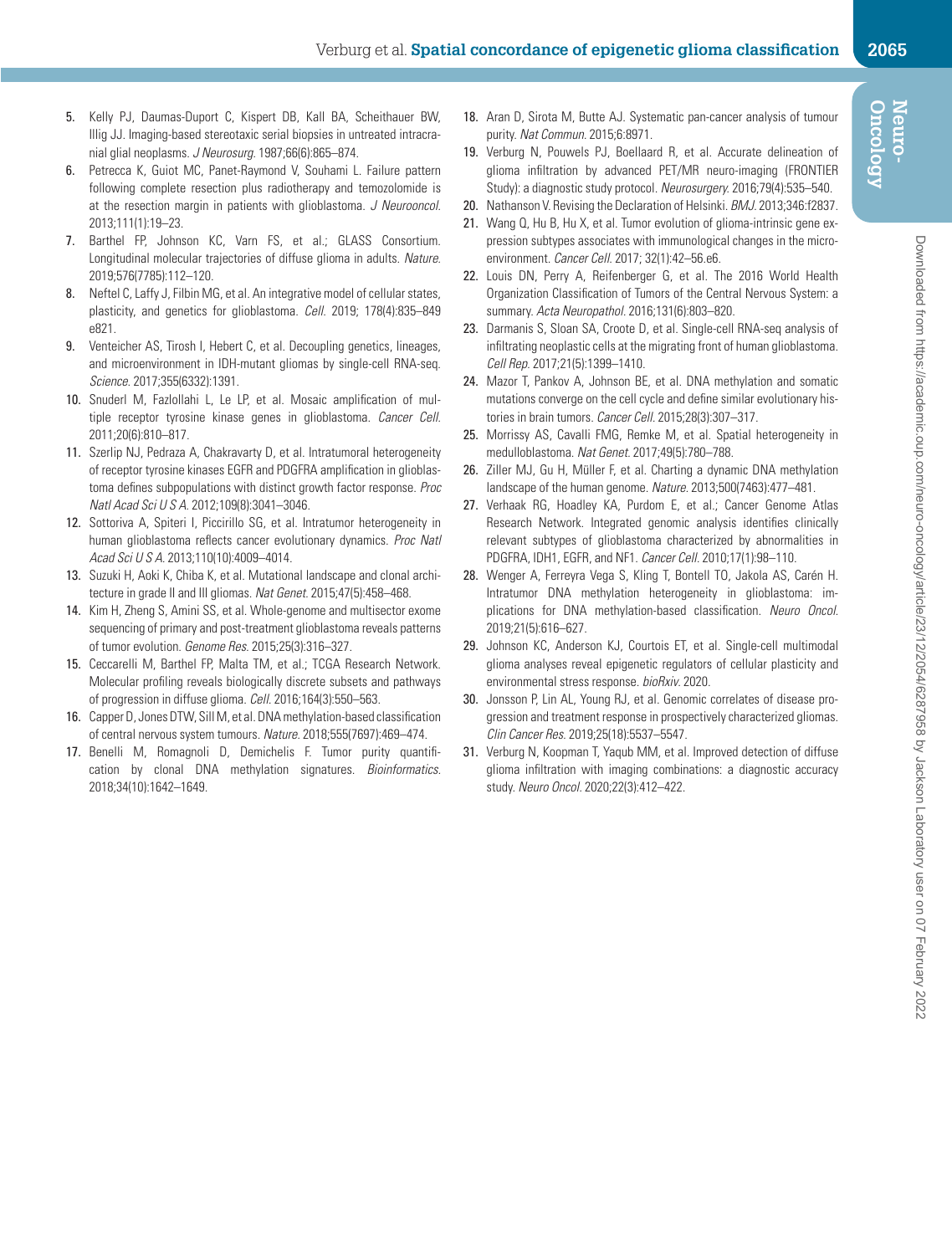5. Kelly PJ, Daumas-Duport C, Kispert DB, Kall BA, Scheithauer BW, Illig JJ. Imaging-based stereotaxic serial biopsies in untreated intracranial glial neoplasms. *J Neurosurg.* 1987;66(6):865–874.
6. Petrecca K, Guiot MC, Panet-Raymond V, Souhami L. Failure pattern following complete resection plus radiotherapy and temozolomide is at the resection margin in patients with glioblastoma. *J Neurooncol.* 2013;111(1):19–23.
7. Barthel FP, Johnson KC, Varn FS, et al.; GLASS Consortium. Longitudinal molecular trajectories of diffuse glioma in adults. *Nature.* 2019;576(7785):112–120.
8. Neftel C, Laffy J, Filbin MG, et al. An integrative model of cellular states, plasticity, and genetics for glioblastoma. *Cell.* 2019; 178(4):835–849 e821.
9. Venteicher AS, Tirosh I, Hebert C, et al. Decoupling genetics, lineages, and microenvironment in IDH-mutant gliomas by single-cell RNA-seq. *Science.* 2017;355(6332):1391.
10. Snuderl M, Fazlollahi L, Le LP, et al. Mosaic amplification of multiple receptor tyrosine kinase genes in glioblastoma. *Cancer Cell.* 2011;20(6):810–817.
11. Szerlip NJ, Pedraza A, Chakravarty D, et al. Intratumoral heterogeneity of receptor tyrosine kinases EGFR and PDGFRA amplification in glioblastoma defines subpopulations with distinct growth factor response. *Proc Natl Acad Sci U S A.* 2012;109(8):3041–3046.
12. Sottoriva A, Spiteri I, Piccirillo SG, et al. Intratumor heterogeneity in human glioblastoma reflects cancer evolutionary dynamics. *Proc Natl Acad Sci U S A.* 2013;110(10):4009–4014.
13. Suzuki H, Aoki K, Chiba K, et al. Mutational landscape and clonal architecture in grade II and III gliomas. *Nat Genet.* 2015;47(5):458–468.
14. Kim H, Zheng S, Amini SS, et al. Whole-genome and multisector exome sequencing of primary and post-treatment glioblastoma reveals patterns of tumor evolution. *Genome Res.* 2015;25(3):316–327.
15. Ceccarelli M, Barthel FP, Malta TM, et al.; TCGA Research Network. Molecular profiling reveals biologically discrete subsets and pathways of progression in diffuse glioma. *Cell.* 2016;164(3):550–563.
16. Capper D, Jones DTW, Sill M, et al. DNA methylation-based classification of central nervous system tumours. *Nature.* 2018;555(7697):469–474.
17. Benelli M, Romagnoli D, Demichelis F. Tumor purity quantification by clonal DNA methylation signatures. *Bioinformatics.* 2018;34(10):1642–1649.
18. Aran D, Sirota M, Butte AJ. Systematic pan-cancer analysis of tumour purity. *Nat Commun.* 2015;6:8971.
19. Verburg N, Pouwels PJ, Boellaard R, et al. Accurate delineation of glioma infiltration by advanced PET/MR neuro-imaging (FRONTIER Study): a diagnostic study protocol. *Neurosurgery.* 2016;79(4):535–540.
20. Nathanson V. Revising the Declaration of Helsinki. *BMJ.* 2013;346:f2837.
21. Wang Q, Hu B, Hu X, et al. Tumor evolution of glioma-intrinsic gene expression subtypes associates with immunological changes in the microenvironment. *Cancer Cell.* 2017; 32(1):42–56.e6.
22. Louis DN, Perry A, Reifenberger G, et al. The 2016 World Health Organization Classification of Tumors of the Central Nervous System: a summary. *Acta Neuropathol.* 2016;131(6):803–820.
23. Darmanis S, Sloan SA, Croote D, et al. Single-cell RNA-seq analysis of infiltrating neoplastic cells at the migrating front of human glioblastoma. *Cell Rep.* 2017;21(5):1399–1410.
24. Mazor T, Pankov A, Johnson BE, et al. DNA methylation and somatic mutations converge on the cell cycle and define similar evolutionary histories in brain tumors. *Cancer Cell.* 2015;28(3):307–317.
25. Morrissy AS, Cavalli FMG, Remke M, et al. Spatial heterogeneity in medulloblastoma. *Nat Genet.* 2017;49(5):780–788.
26. Ziller MJ, Gu H, Müller F, et al. Charting a dynamic DNA methylation landscape of the human genome. *Nature.* 2013;500(7463):477–481.
27. Verhaak RG, Hoadley KA, Purdom E, et al.; Cancer Genome Atlas Research Network. Integrated genomic analysis identifies clinically relevant subtypes of glioblastoma characterized by abnormalities in PDGFRA, IDH1, EGFR, and NF1. *Cancer Cell.* 2010;17(1):98–110.
28. Wenger A, Ferreyra Vega S, Kling T, Bontell TO, Jakola AS, Carén H. Intratumor DNA methylation heterogeneity in glioblastoma: implications for DNA methylation-based classification. *Neuro Oncol.* 2019;21(5):616–627.
29. Johnson KC, Anderson KJ, Courtois ET, et al. Single-cell multimodal glioma analyses reveal epigenetic regulators of cellular plasticity and environmental stress response. *bioRxiv.* 2020.
30. Jonsson P, Lin AL, Young RJ, et al. Genomic correlates of disease progression and treatment response in prospectively characterized gliomas. *Clin Cancer Res.* 2019;25(18):5537–5547.
31. Verburg N, Koopman T, Yaqub MM, et al. Improved detection of diffuse glioma infiltration with imaging combinations: a diagnostic accuracy study. *Neuro Oncol.* 2020;22(3):412–422.